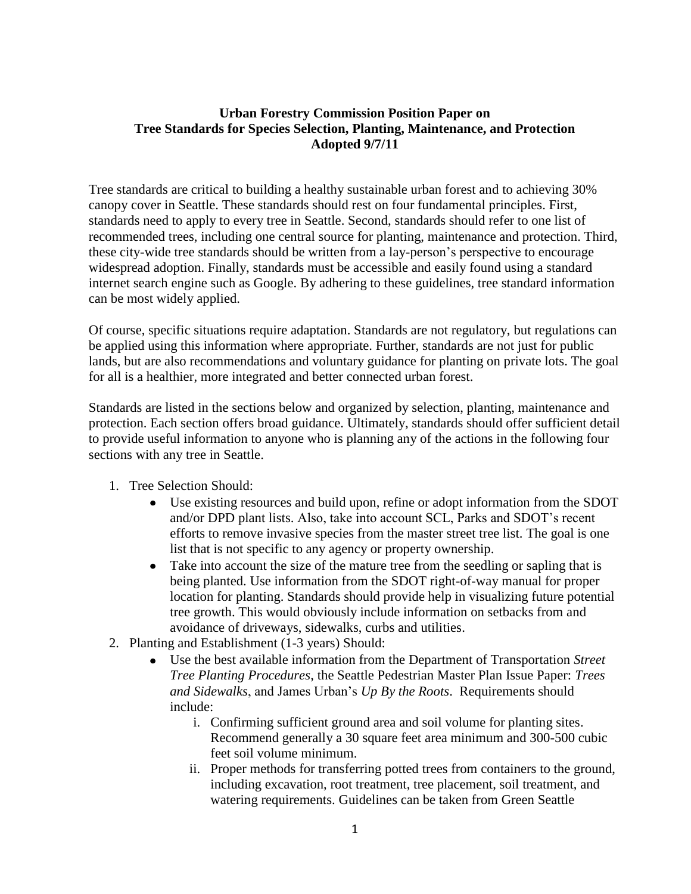**Urban Forestry Commission Position Paper on**
**Tree Standards for Species Selection, Planting, Maintenance, and Protection**
**Adopted 9/7/11**

Tree standards are critical to building a healthy sustainable urban forest and to achieving 30% canopy cover in Seattle. These standards should rest on four fundamental principles. First, standards need to apply to every tree in Seattle. Second, standards should refer to one list of recommended trees, including one central source for planting, maintenance and protection. Third, these city-wide tree standards should be written from a lay-person's perspective to encourage widespread adoption. Finally, standards must be accessible and easily found using a standard internet search engine such as Google. By adhering to these guidelines, tree standard information can be most widely applied.

Of course, specific situations require adaptation. Standards are not regulatory, but regulations can be applied using this information where appropriate. Further, standards are not just for public lands, but are also recommendations and voluntary guidance for planting on private lots. The goal for all is a healthier, more integrated and better connected urban forest.

Standards are listed in the sections below and organized by selection, planting, maintenance and protection. Each section offers broad guidance. Ultimately, standards should offer sufficient detail to provide useful information to anyone who is planning any of the actions in the following four sections with any tree in Seattle.

1. Tree Selection Should:
   - Use existing resources and build upon, refine or adopt information from the SDOT and/or DPD plant lists. Also, take into account SCL, Parks and SDOT's recent efforts to remove invasive species from the master street tree list. The goal is one list that is not specific to any agency or property ownership.
   - Take into account the size of the mature tree from the seedling or sapling that is being planted. Use information from the SDOT right-of-way manual for proper location for planting. Standards should provide help in visualizing future potential tree growth. This would obviously include information on setbacks from and avoidance of driveways, sidewalks, curbs and utilities.
2. Planting and Establishment (1-3 years) Should:
   - Use the best available information from the Department of Transportation *Street Tree Planting Procedures*, the Seattle Pedestrian Master Plan Issue Paper: *Trees and Sidewalks*, and James Urban's *Up By the Roots*. Requirements should include:
     1. Confirming sufficient ground area and soil volume for planting sites. Recommend generally a 30 square feet area minimum and 300-500 cubic feet soil volume minimum.
     2. Proper methods for transferring potted trees from containers to the ground, including excavation, root treatment, tree placement, soil treatment, and watering requirements. Guidelines can be taken from Green Seattle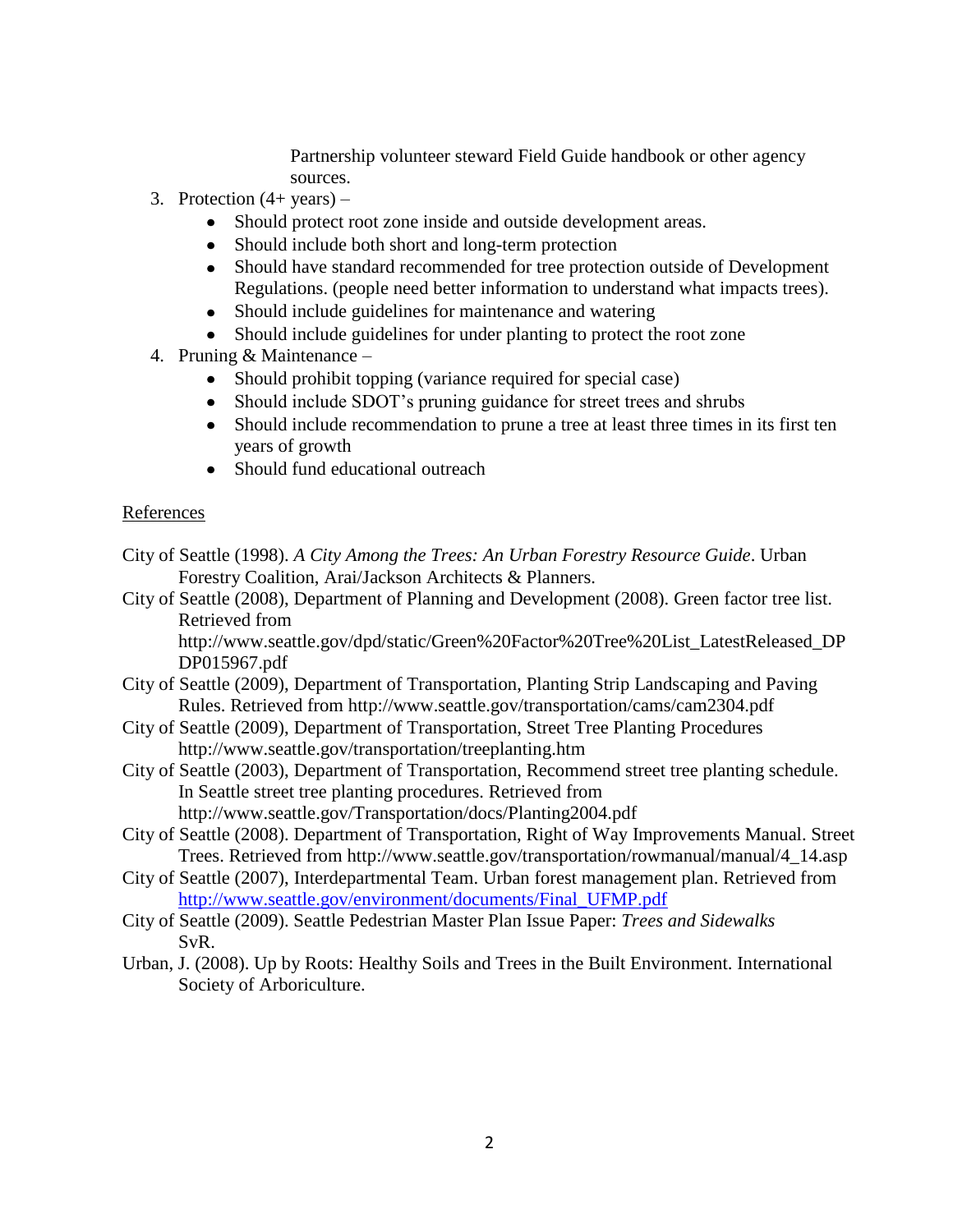Partnership volunteer steward Field Guide handbook or other agency sources.

3. Protection (4+ years) –
   - Should protect root zone inside and outside development areas.
   - Should include both short and long-term protection
   - Should have standard recommended for tree protection outside of Development Regulations. (people need better information to understand what impacts trees).
   - Should include guidelines for maintenance and watering
   - Should include guidelines for under planting to protect the root zone
4. Pruning & Maintenance –
   - Should prohibit topping (variance required for special case)
   - Should include SDOT's pruning guidance for street trees and shrubs
   - Should include recommendation to prune a tree at least three times in its first ten years of growth
   - Should fund educational outreach

References

City of Seattle (1998). *A City Among the Trees: An Urban Forestry Resource Guide*. Urban Forestry Coalition, Arai/Jackson Architects & Planners.

City of Seattle (2008), Department of Planning and Development (2008). Green factor tree list. Retrieved from http://www.seattle.gov/dpd/static/Green%20Factor%20Tree%20List_LatestReleased_DPDP015967.pdf

City of Seattle (2009), Department of Transportation, Planting Strip Landscaping and Paving Rules. Retrieved from http://www.seattle.gov/transportation/cams/cam2304.pdf

City of Seattle (2009), Department of Transportation, Street Tree Planting Procedures http://www.seattle.gov/transportation/treeplanting.htm

City of Seattle (2003), Department of Transportation, Recommend street tree planting schedule. In Seattle street tree planting procedures. Retrieved from http://www.seattle.gov/Transportation/docs/Planting2004.pdf

City of Seattle (2008). Department of Transportation, Right of Way Improvements Manual. Street Trees. Retrieved from http://www.seattle.gov/transportation/rowmanual/manual/4_14.asp

City of Seattle (2007), Interdepartmental Team. Urban forest management plan. Retrieved from http://www.seattle.gov/environment/documents/Final_UFMP.pdf

City of Seattle (2009). Seattle Pedestrian Master Plan Issue Paper: *Trees and Sidewalks* SvR.

Urban, J. (2008). Up by Roots: Healthy Soils and Trees in the Built Environment. International Society of Arboriculture.